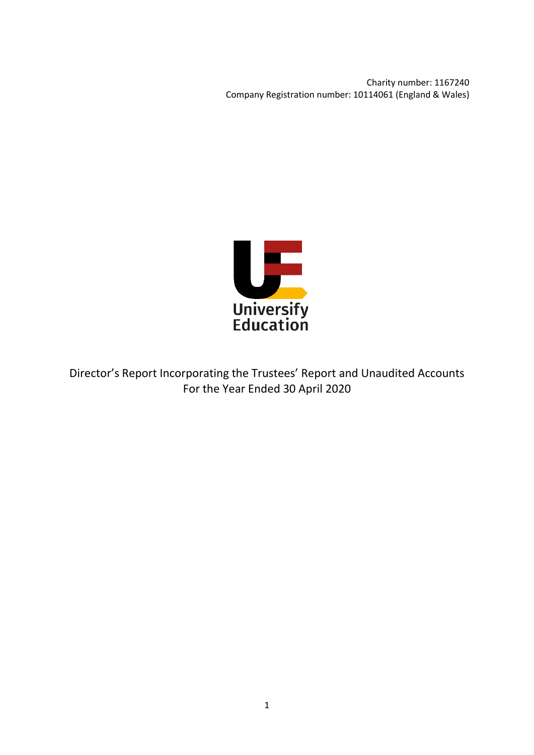Charity number: 1167240
Company Registration number: 10114061 (England & Wales)

Universify Education

# Director's Report Incorporating the Trustees' Report and Unaudited Accounts For the Year Ended 30 April 2020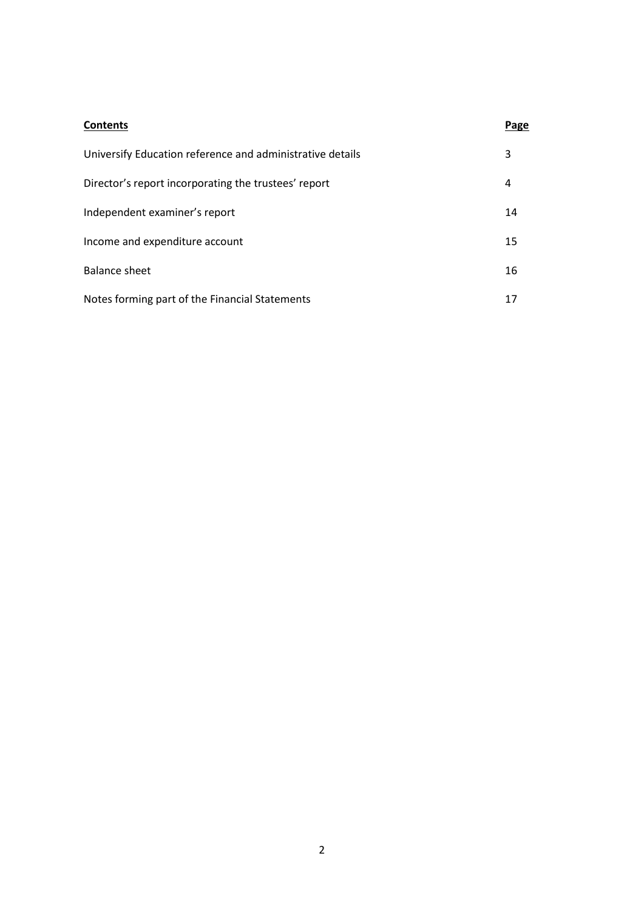| **Contents** | **Page** |
| --- | --- |
| Universify Education reference and administrative details | 3 |
| Director's report incorporating the trustees' report | 4 |
| Independent examiner's report | 14 |
| Income and expenditure account | 15 |
| Balance sheet | 16 |
| Notes forming part of the Financial Statements | 17 |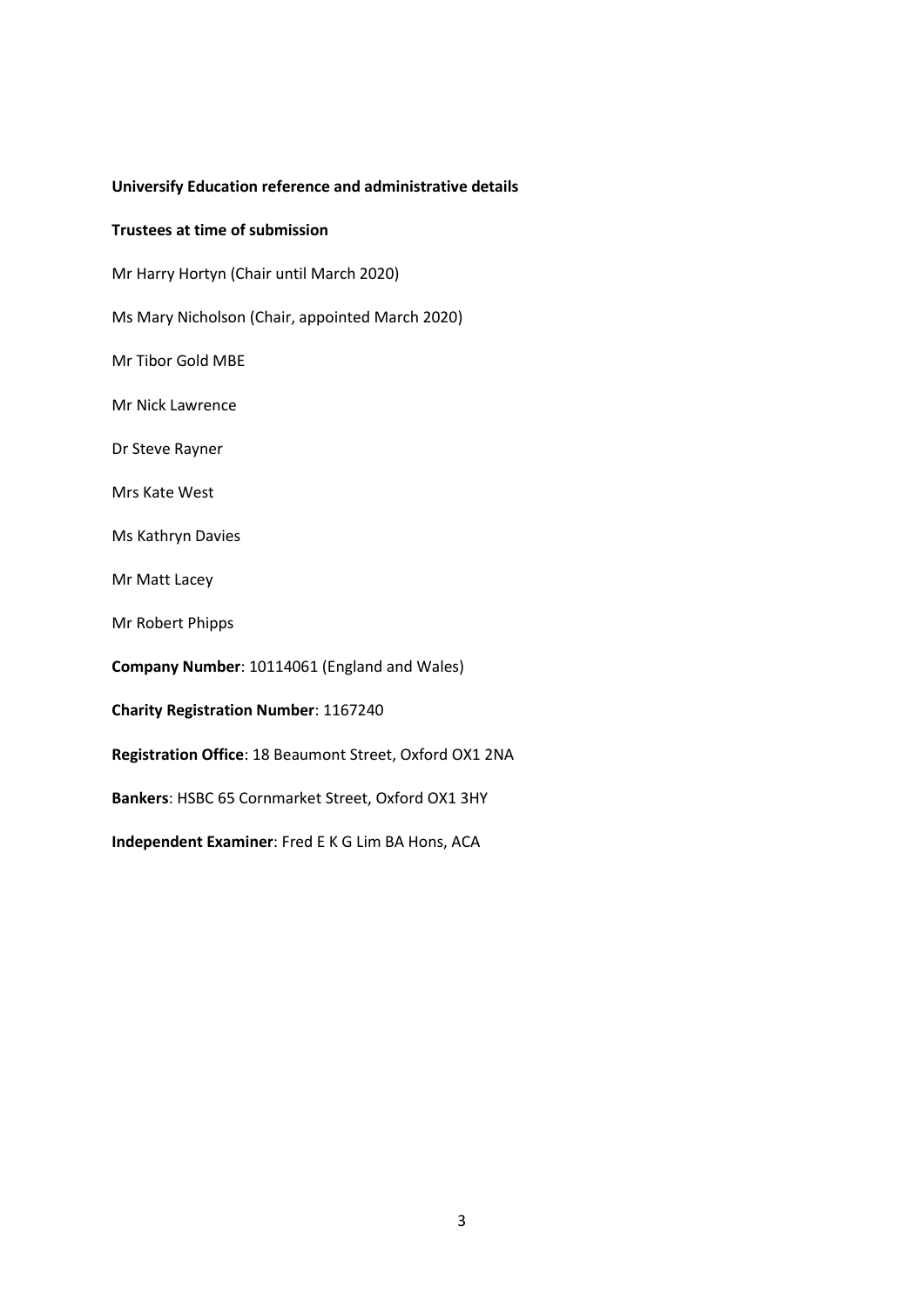**Universify Education reference and administrative details**

**Trustees at time of submission**

Mr Harry Hortyn (Chair until March 2020)

Ms Mary Nicholson (Chair, appointed March 2020)

Mr Tibor Gold MBE

Mr Nick Lawrence

Dr Steve Rayner

Mrs Kate West

Ms Kathryn Davies

Mr Matt Lacey

Mr Robert Phipps

**Company Number**: 10114061 (England and Wales)

**Charity Registration Number**: 1167240

**Registration Office**: 18 Beaumont Street, Oxford OX1 2NA

**Bankers**: HSBC 65 Cornmarket Street, Oxford OX1 3HY

**Independent Examiner**: Fred E K G Lim BA Hons, ACA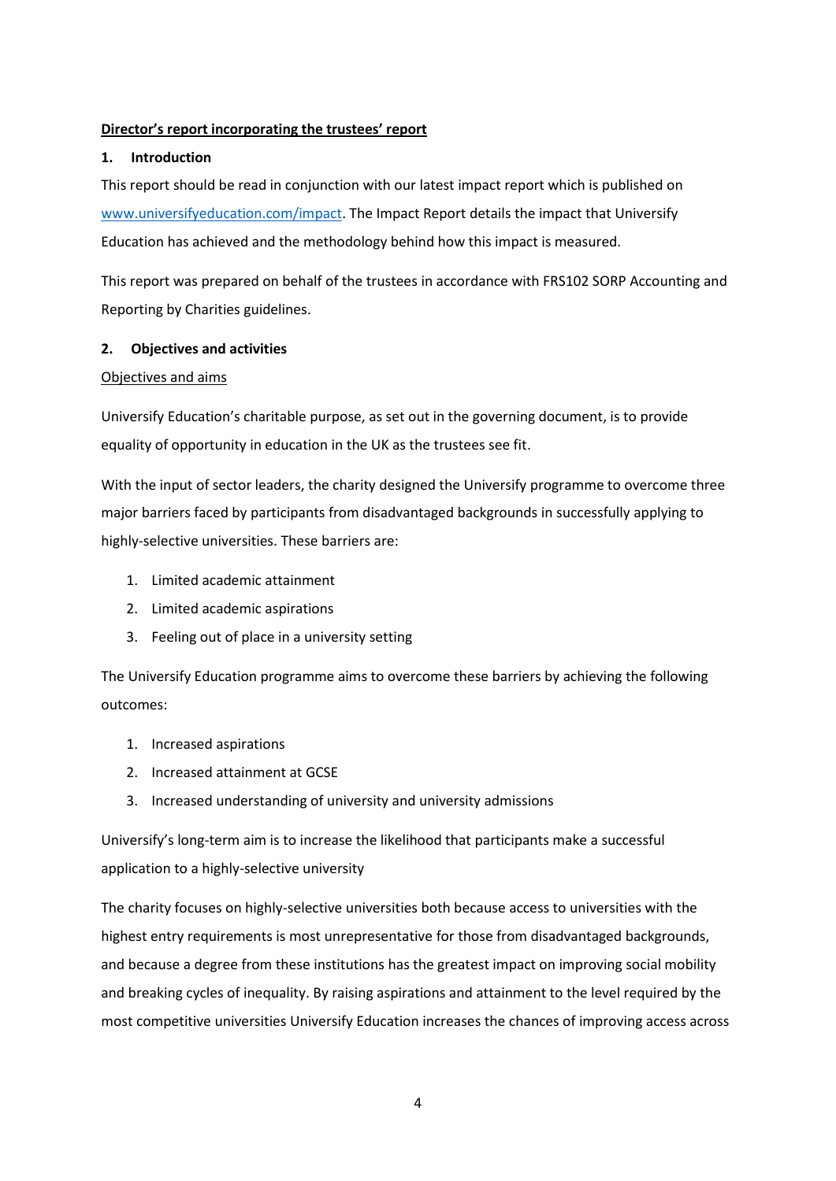**Director's report incorporating the trustees' report**

**1. Introduction**

This report should be read in conjunction with our latest impact report which is published on [www.universifyeducation.com/impact](www.universifyeducation.com/impact). The Impact Report details the impact that Universify Education has achieved and the methodology behind how this impact is measured.

This report was prepared on behalf of the trustees in accordance with FRS102 SORP Accounting and Reporting by Charities guidelines.

**2. Objectives and activities**

Objectives and aims

Universify Education's charitable purpose, as set out in the governing document, is to provide equality of opportunity in education in the UK as the trustees see fit.

With the input of sector leaders, the charity designed the Universify programme to overcome three major barriers faced by participants from disadvantaged backgrounds in successfully applying to highly-selective universities. These barriers are:

1. Limited academic attainment
2. Limited academic aspirations
3. Feeling out of place in a university setting

The Universify Education programme aims to overcome these barriers by achieving the following outcomes:

1. Increased aspirations
2. Increased attainment at GCSE
3. Increased understanding of university and university admissions

University's long-term aim is to increase the likelihood that participants make a successful application to a highly-selective university

The charity focuses on highly-selective universities both because access to universities with the highest entry requirements is most unrepresentative for those from disadvantaged backgrounds, and because a degree from these institutions has the greatest impact on improving social mobility and breaking cycles of inequality. By raising aspirations and attainment to the level required by the most competitive universities Universify Education increases the chances of improving access across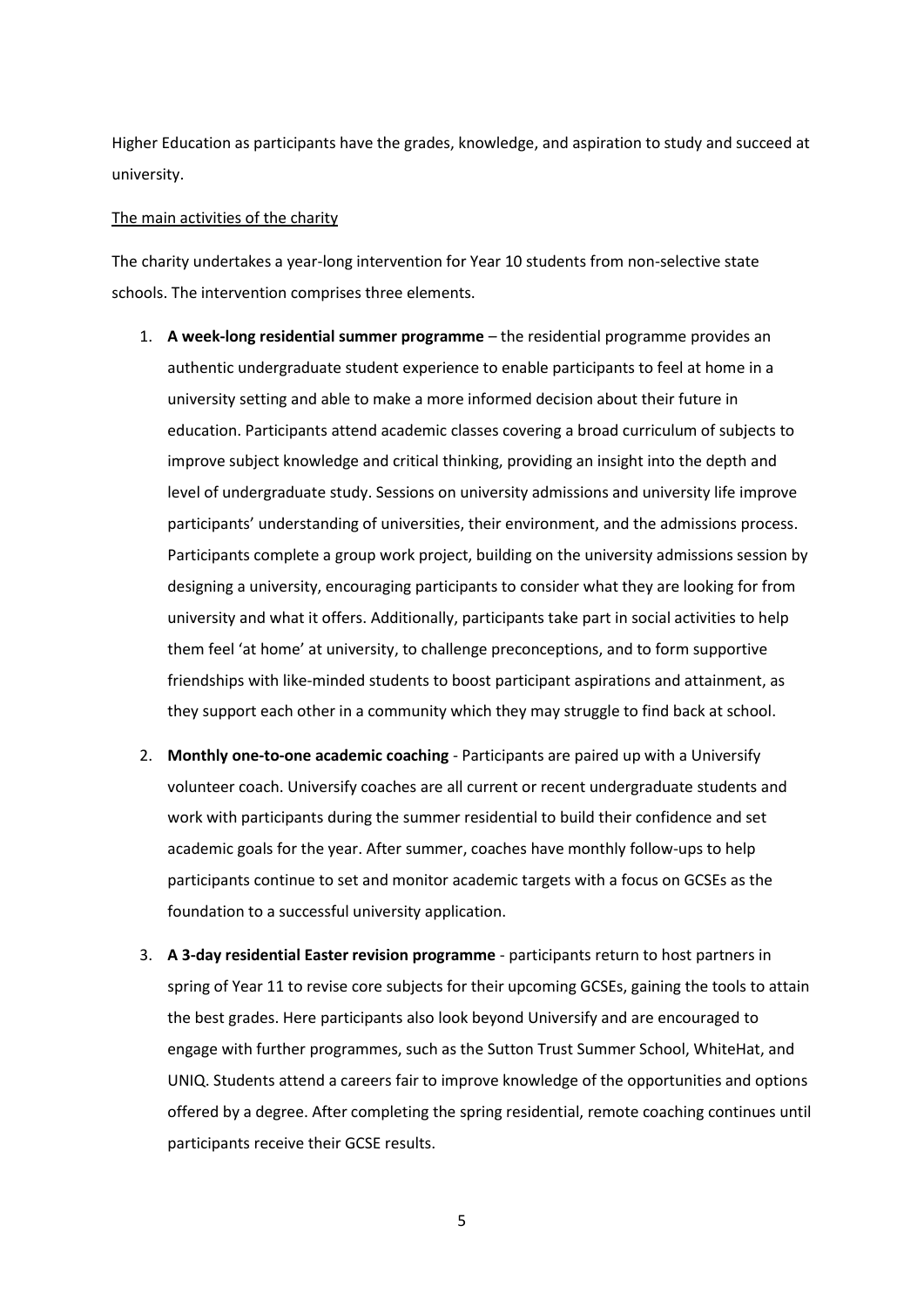Higher Education as participants have the grades, knowledge, and aspiration to study and succeed at university.

The main activities of the charity

The charity undertakes a year-long intervention for Year 10 students from non-selective state schools. The intervention comprises three elements.

1. **A week-long residential summer programme** – the residential programme provides an authentic undergraduate student experience to enable participants to feel at home in a university setting and able to make a more informed decision about their future in education. Participants attend academic classes covering a broad curriculum of subjects to improve subject knowledge and critical thinking, providing an insight into the depth and level of undergraduate study. Sessions on university admissions and university life improve participants' understanding of universities, their environment, and the admissions process. Participants complete a group work project, building on the university admissions session by designing a university, encouraging participants to consider what they are looking for from university and what it offers. Additionally, participants take part in social activities to help them feel 'at home' at university, to challenge preconceptions, and to form supportive friendships with like-minded students to boost participant aspirations and attainment, as they support each other in a community which they may struggle to find back at school.

2. **Monthly one-to-one academic coaching** - Participants are paired up with a Universify volunteer coach. Universify coaches are all current or recent undergraduate students and work with participants during the summer residential to build their confidence and set academic goals for the year. After summer, coaches have monthly follow-ups to help participants continue to set and monitor academic targets with a focus on GCSEs as the foundation to a successful university application.

3. **A 3-day residential Easter revision programme** - participants return to host partners in spring of Year 11 to revise core subjects for their upcoming GCSEs, gaining the tools to attain the best grades. Here participants also look beyond Universify and are encouraged to engage with further programmes, such as the Sutton Trust Summer School, WhiteHat, and UNIQ. Students attend a careers fair to improve knowledge of the opportunities and options offered by a degree. After completing the spring residential, remote coaching continues until participants receive their GCSE results.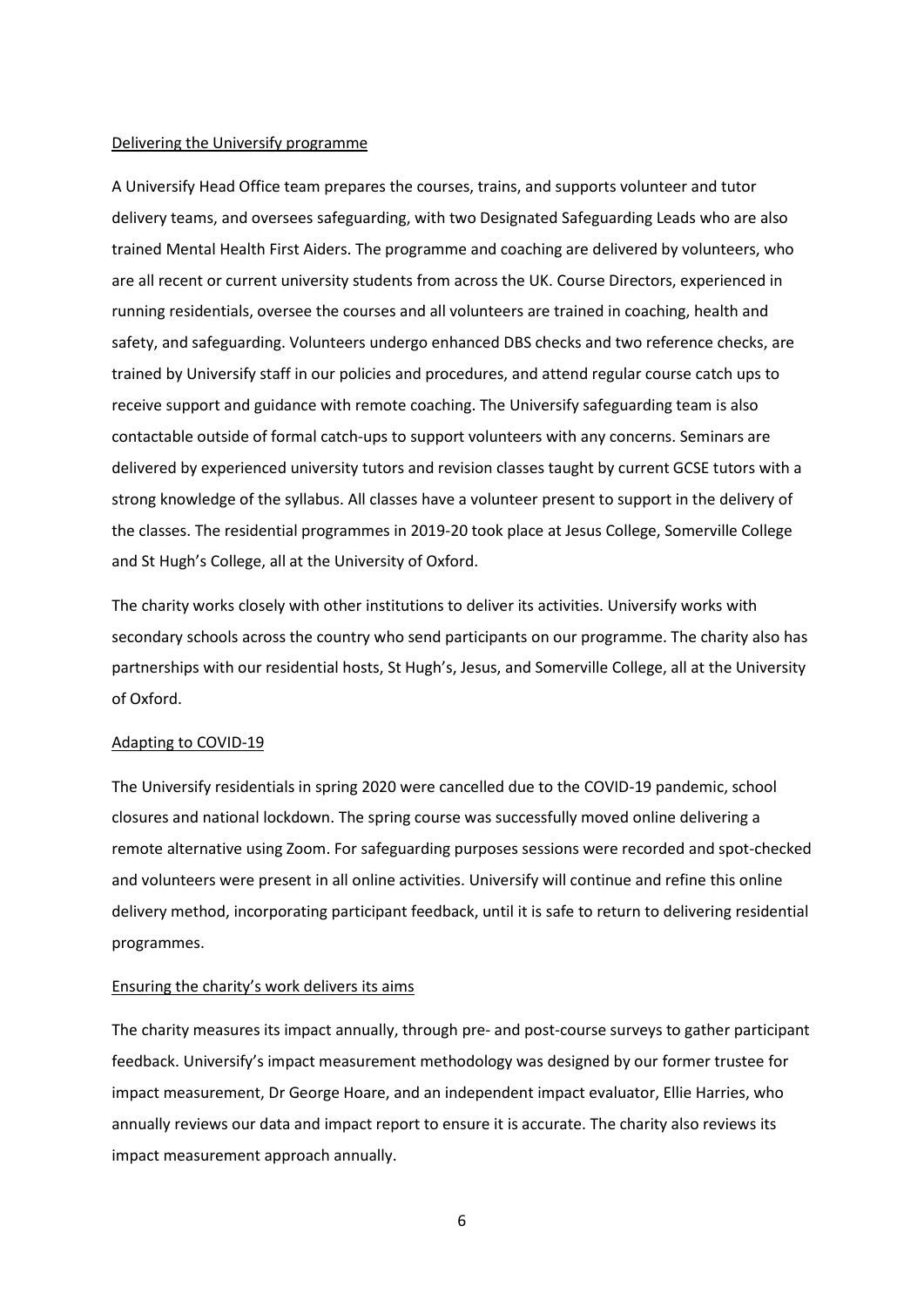<u>Delivering the Universify programme</u>

A Universify Head Office team prepares the courses, trains, and supports volunteer and tutor delivery teams, and oversees safeguarding, with two Designated Safeguarding Leads who are also trained Mental Health First Aiders. The programme and coaching are delivered by volunteers, who are all recent or current university students from across the UK. Course Directors, experienced in running residentials, oversee the courses and all volunteers are trained in coaching, health and safety, and safeguarding. Volunteers undergo enhanced DBS checks and two reference checks, are trained by Universify staff in our policies and procedures, and attend regular course catch ups to receive support and guidance with remote coaching. The Universify safeguarding team is also contactable outside of formal catch-ups to support volunteers with any concerns. Seminars are delivered by experienced university tutors and revision classes taught by current GCSE tutors with a strong knowledge of the syllabus. All classes have a volunteer present to support in the delivery of the classes. The residential programmes in 2019-20 took place at Jesus College, Somerville College and St Hugh's College, all at the University of Oxford.

The charity works closely with other institutions to deliver its activities. Universify works with secondary schools across the country who send participants on our programme. The charity also has partnerships with our residential hosts, St Hugh's, Jesus, and Somerville College, all at the University of Oxford.

<u>Adapting to COVID-19</u>

The Universify residentials in spring 2020 were cancelled due to the COVID-19 pandemic, school closures and national lockdown. The spring course was successfully moved online delivering a remote alternative using Zoom. For safeguarding purposes sessions were recorded and spot-checked and volunteers were present in all online activities. Universify will continue and refine this online delivery method, incorporating participant feedback, until it is safe to return to delivering residential programmes.

<u>Ensuring the charity's work delivers its aims</u>

The charity measures its impact annually, through pre- and post-course surveys to gather participant feedback. Universify's impact measurement methodology was designed by our former trustee for impact measurement, Dr George Hoare, and an independent impact evaluator, Ellie Harries, who annually reviews our data and impact report to ensure it is accurate. The charity also reviews its impact measurement approach annually.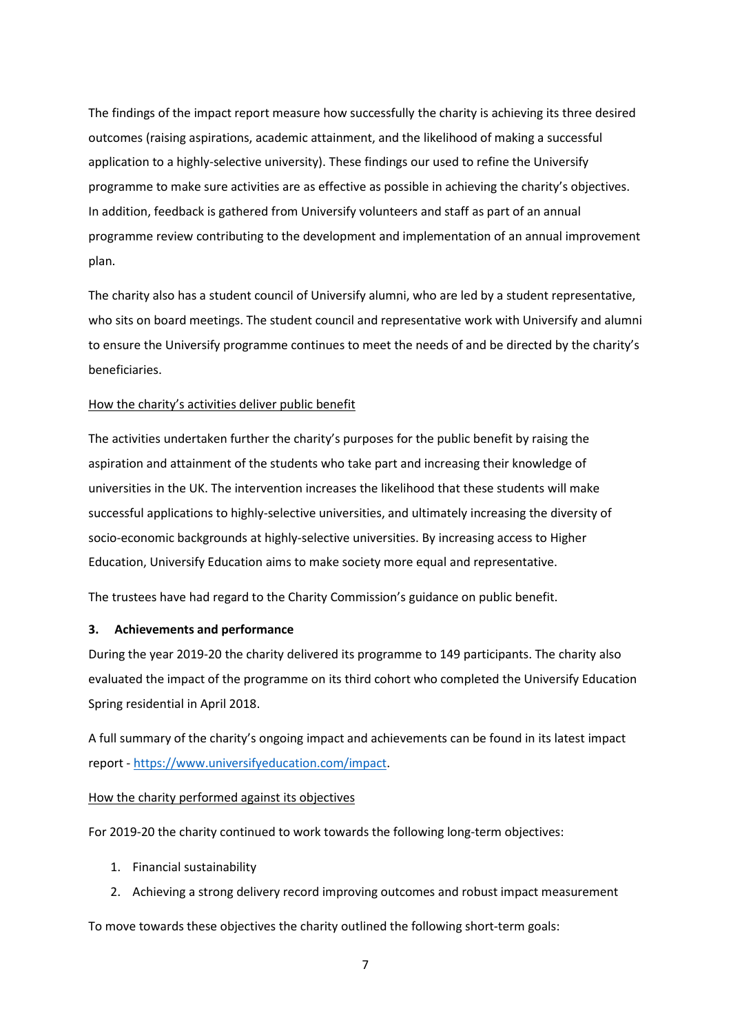The findings of the impact report measure how successfully the charity is achieving its three desired outcomes (raising aspirations, academic attainment, and the likelihood of making a successful application to a highly-selective university). These findings our used to refine the Universify programme to make sure activities are as effective as possible in achieving the charity's objectives. In addition, feedback is gathered from Universify volunteers and staff as part of an annual programme review contributing to the development and implementation of an annual improvement plan.

The charity also has a student council of Universify alumni, who are led by a student representative, who sits on board meetings. The student council and representative work with Universify and alumni to ensure the Universify programme continues to meet the needs of and be directed by the charity's beneficiaries.

<u>How the charity's activities deliver public benefit</u>

The activities undertaken further the charity's purposes for the public benefit by raising the aspiration and attainment of the students who take part and increasing their knowledge of universities in the UK. The intervention increases the likelihood that these students will make successful applications to highly-selective universities, and ultimately increasing the diversity of socio-economic backgrounds at highly-selective universities. By increasing access to Higher Education, Universify Education aims to make society more equal and representative.

The trustees have had regard to the Charity Commission's guidance on public benefit.

### 3. Achievements and performance

During the year 2019-20 the charity delivered its programme to 149 participants. The charity also evaluated the impact of the programme on its third cohort who completed the Universify Education Spring residential in April 2018.

A full summary of the charity's ongoing impact and achievements can be found in its latest impact report - https://www.universifyeducation.com/impact.

<u>How the charity performed against its objectives</u>

For 2019-20 the charity continued to work towards the following long-term objectives:

1. Financial sustainability
2. Achieving a strong delivery record improving outcomes and robust impact measurement

To move towards these objectives the charity outlined the following short-term goals: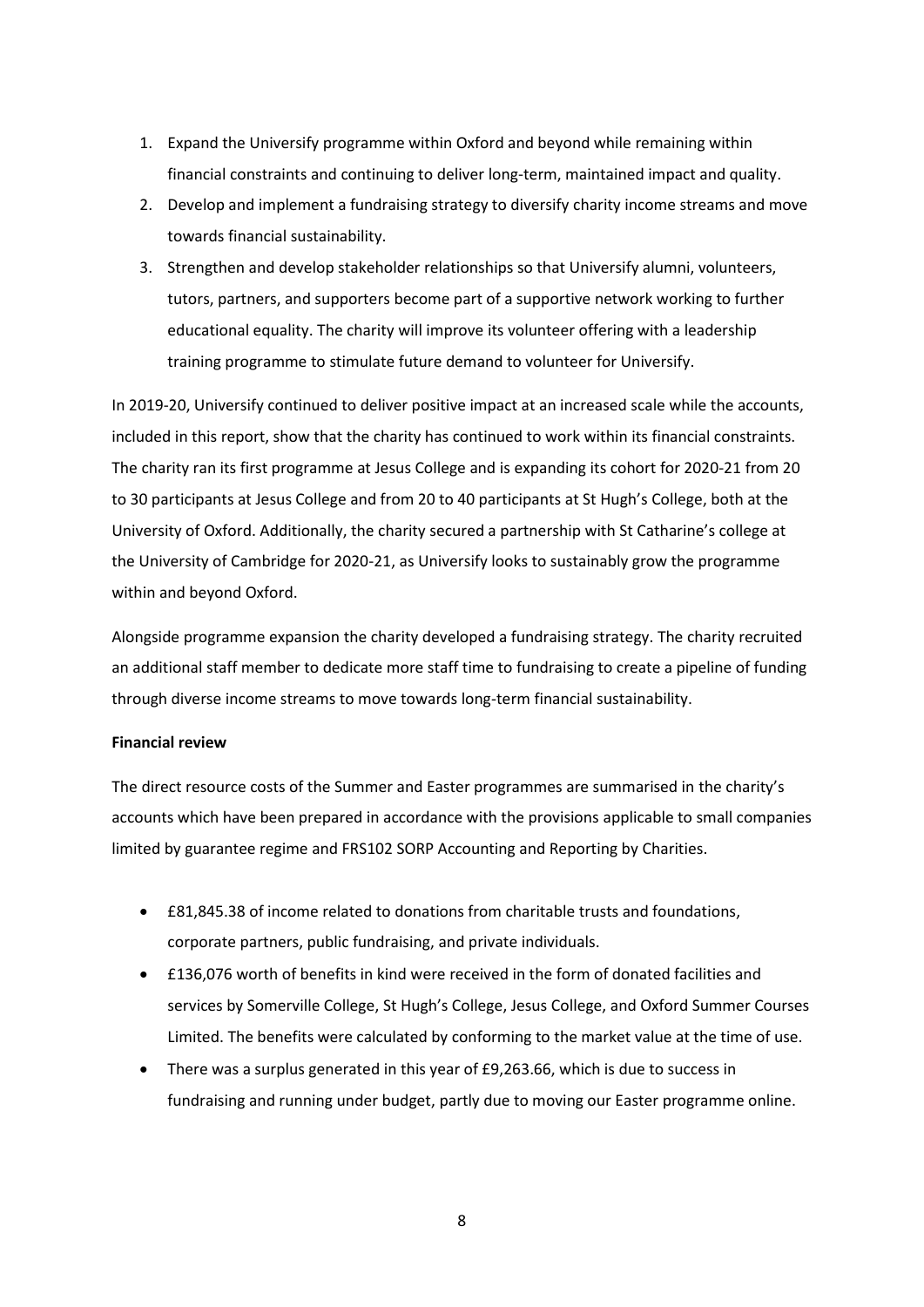1. Expand the Universify programme within Oxford and beyond while remaining within financial constraints and continuing to deliver long-term, maintained impact and quality.
2. Develop and implement a fundraising strategy to diversify charity income streams and move towards financial sustainability.
3. Strengthen and develop stakeholder relationships so that Universify alumni, volunteers, tutors, partners, and supporters become part of a supportive network working to further educational equality. The charity will improve its volunteer offering with a leadership training programme to stimulate future demand to volunteer for Universify.

In 2019-20, Universify continued to deliver positive impact at an increased scale while the accounts, included in this report, show that the charity has continued to work within its financial constraints. The charity ran its first programme at Jesus College and is expanding its cohort for 2020-21 from 20 to 30 participants at Jesus College and from 20 to 40 participants at St Hugh's College, both at the University of Oxford. Additionally, the charity secured a partnership with St Catharine's college at the University of Cambridge for 2020-21, as Universify looks to sustainably grow the programme within and beyond Oxford.

Alongside programme expansion the charity developed a fundraising strategy. The charity recruited an additional staff member to dedicate more staff time to fundraising to create a pipeline of funding through diverse income streams to move towards long-term financial sustainability.

**Financial review**

The direct resource costs of the Summer and Easter programmes are summarised in the charity's accounts which have been prepared in accordance with the provisions applicable to small companies limited by guarantee regime and FRS102 SORP Accounting and Reporting by Charities.

- £81,845.38 of income related to donations from charitable trusts and foundations, corporate partners, public fundraising, and private individuals.
- £136,076 worth of benefits in kind were received in the form of donated facilities and services by Somerville College, St Hugh's College, Jesus College, and Oxford Summer Courses Limited. The benefits were calculated by conforming to the market value at the time of use.
- There was a surplus generated in this year of £9,263.66, which is due to success in fundraising and running under budget, partly due to moving our Easter programme online.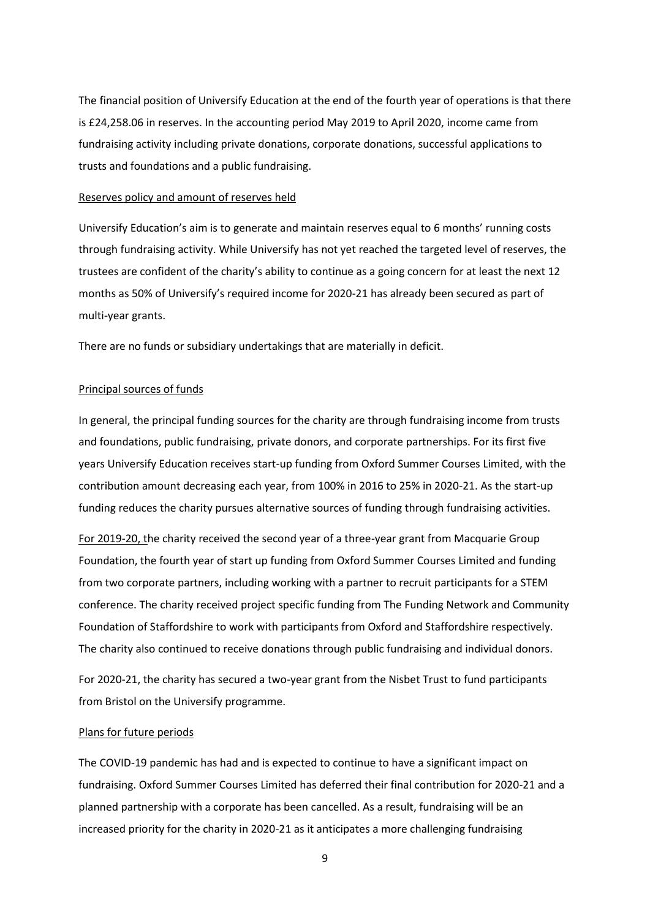The financial position of Universify Education at the end of the fourth year of operations is that there is £24,258.06 in reserves. In the accounting period May 2019 to April 2020, income came from fundraising activity including private donations, corporate donations, successful applications to trusts and foundations and a public fundraising.

Reserves policy and amount of reserves held

Universify Education's aim is to generate and maintain reserves equal to 6 months' running costs through fundraising activity. While Universify has not yet reached the targeted level of reserves, the trustees are confident of the charity's ability to continue as a going concern for at least the next 12 months as 50% of Universify's required income for 2020-21 has already been secured as part of multi-year grants.

There are no funds or subsidiary undertakings that are materially in deficit.

Principal sources of funds

In general, the principal funding sources for the charity are through fundraising income from trusts and foundations, public fundraising, private donors, and corporate partnerships. For its first five years Universify Education receives start-up funding from Oxford Summer Courses Limited, with the contribution amount decreasing each year, from 100% in 2016 to 25% in 2020-21. As the start-up funding reduces the charity pursues alternative sources of funding through fundraising activities.

For 2019-20, the charity received the second year of a three-year grant from Macquarie Group Foundation, the fourth year of start up funding from Oxford Summer Courses Limited and funding from two corporate partners, including working with a partner to recruit participants for a STEM conference. The charity received project specific funding from The Funding Network and Community Foundation of Staffordshire to work with participants from Oxford and Staffordshire respectively. The charity also continued to receive donations through public fundraising and individual donors.

For 2020-21, the charity has secured a two-year grant from the Nisbet Trust to fund participants from Bristol on the Universify programme.

Plans for future periods

The COVID-19 pandemic has had and is expected to continue to have a significant impact on fundraising. Oxford Summer Courses Limited has deferred their final contribution for 2020-21 and a planned partnership with a corporate has been cancelled. As a result, fundraising will be an increased priority for the charity in 2020-21 as it anticipates a more challenging fundraising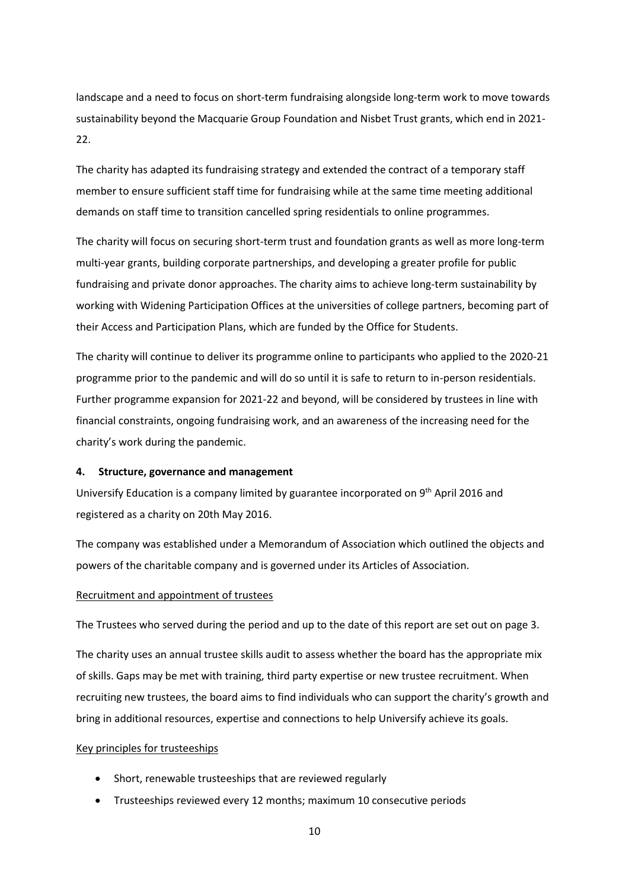landscape and a need to focus on short-term fundraising alongside long-term work to move towards sustainability beyond the Macquarie Group Foundation and Nisbet Trust grants, which end in 2021-22.

The charity has adapted its fundraising strategy and extended the contract of a temporary staff member to ensure sufficient staff time for fundraising while at the same time meeting additional demands on staff time to transition cancelled spring residentials to online programmes.

The charity will focus on securing short-term trust and foundation grants as well as more long-term multi-year grants, building corporate partnerships, and developing a greater profile for public fundraising and private donor approaches. The charity aims to achieve long-term sustainability by working with Widening Participation Offices at the universities of college partners, becoming part of their Access and Participation Plans, which are funded by the Office for Students.

The charity will continue to deliver its programme online to participants who applied to the 2020-21 programme prior to the pandemic and will do so until it is safe to return to in-person residentials. Further programme expansion for 2021-22 and beyond, will be considered by trustees in line with financial constraints, ongoing fundraising work, and an awareness of the increasing need for the charity's work during the pandemic.

## 4. Structure, governance and management

Universify Education is a company limited by guarantee incorporated on 9th April 2016 and registered as a charity on 20th May 2016.

The company was established under a Memorandum of Association which outlined the objects and powers of the charitable company and is governed under its Articles of Association.

### Recruitment and appointment of trustees

The Trustees who served during the period and up to the date of this report are set out on page 3.

The charity uses an annual trustee skills audit to assess whether the board has the appropriate mix of skills. Gaps may be met with training, third party expertise or new trustee recruitment. When recruiting new trustees, the board aims to find individuals who can support the charity's growth and bring in additional resources, expertise and connections to help Universify achieve its goals.

### Key principles for trusteeships

- Short, renewable trusteeships that are reviewed regularly
- Trusteeships reviewed every 12 months; maximum 10 consecutive periods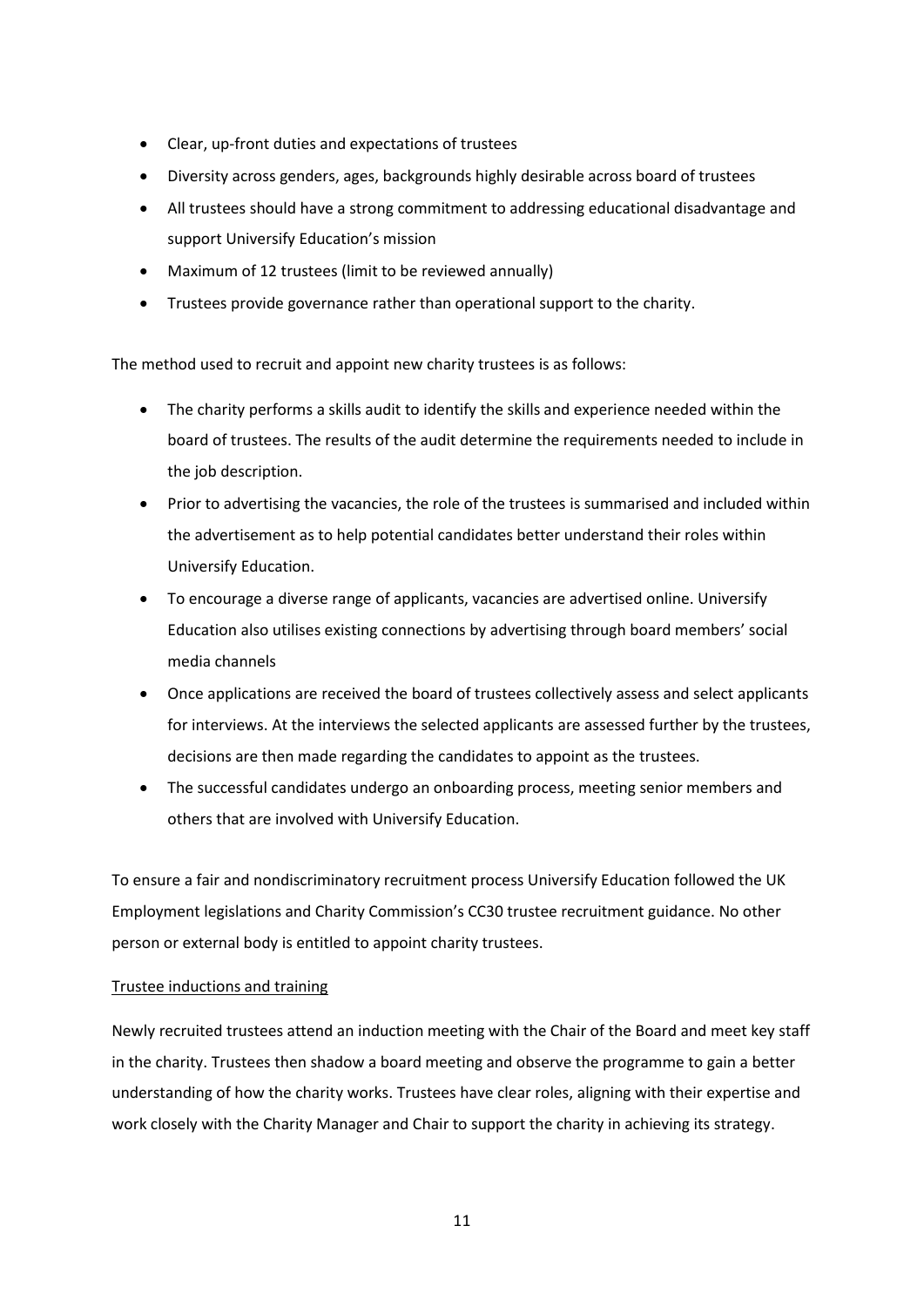- Clear, up-front duties and expectations of trustees
- Diversity across genders, ages, backgrounds highly desirable across board of trustees
- All trustees should have a strong commitment to addressing educational disadvantage and support Universify Education's mission
- Maximum of 12 trustees (limit to be reviewed annually)
- Trustees provide governance rather than operational support to the charity.

The method used to recruit and appoint new charity trustees is as follows:

- The charity performs a skills audit to identify the skills and experience needed within the board of trustees. The results of the audit determine the requirements needed to include in the job description.
- Prior to advertising the vacancies, the role of the trustees is summarised and included within the advertisement as to help potential candidates better understand their roles within Universify Education.
- To encourage a diverse range of applicants, vacancies are advertised online. Universify Education also utilises existing connections by advertising through board members' social media channels
- Once applications are received the board of trustees collectively assess and select applicants for interviews. At the interviews the selected applicants are assessed further by the trustees, decisions are then made regarding the candidates to appoint as the trustees.
- The successful candidates undergo an onboarding process, meeting senior members and others that are involved with Universify Education.

To ensure a fair and nondiscriminatory recruitment process Universify Education followed the UK Employment legislations and Charity Commission's CC30 trustee recruitment guidance. No other person or external body is entitled to appoint charity trustees.

<u>Trustee inductions and training</u>

Newly recruited trustees attend an induction meeting with the Chair of the Board and meet key staff in the charity. Trustees then shadow a board meeting and observe the programme to gain a better understanding of how the charity works. Trustees have clear roles, aligning with their expertise and work closely with the Charity Manager and Chair to support the charity in achieving its strategy.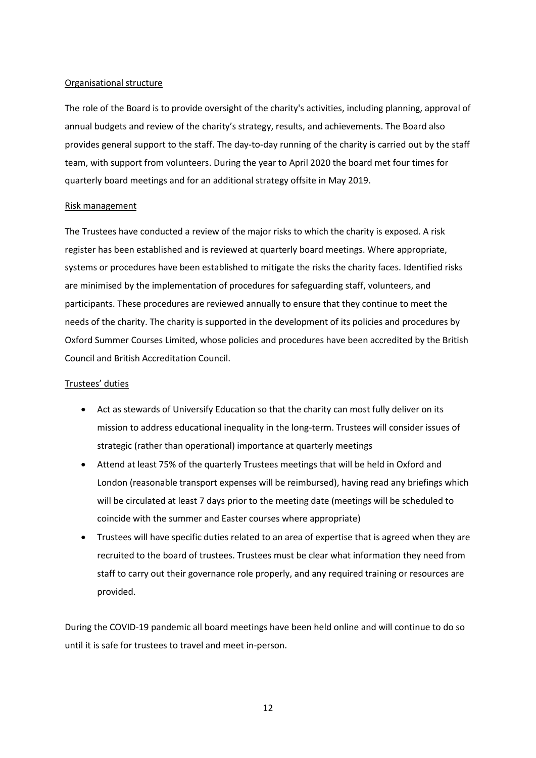## Organisational structure

The role of the Board is to provide oversight of the charity's activities, including planning, approval of annual budgets and review of the charity's strategy, results, and achievements. The Board also provides general support to the staff. The day-to-day running of the charity is carried out by the staff team, with support from volunteers. During the year to April 2020 the board met four times for quarterly board meetings and for an additional strategy offsite in May 2019.

## Risk management

The Trustees have conducted a review of the major risks to which the charity is exposed. A risk register has been established and is reviewed at quarterly board meetings. Where appropriate, systems or procedures have been established to mitigate the risks the charity faces. Identified risks are minimised by the implementation of procedures for safeguarding staff, volunteers, and participants. These procedures are reviewed annually to ensure that they continue to meet the needs of the charity. The charity is supported in the development of its policies and procedures by Oxford Summer Courses Limited, whose policies and procedures have been accredited by the British Council and British Accreditation Council.

## Trustees' duties

- Act as stewards of Universify Education so that the charity can most fully deliver on its mission to address educational inequality in the long-term. Trustees will consider issues of strategic (rather than operational) importance at quarterly meetings
- Attend at least 75% of the quarterly Trustees meetings that will be held in Oxford and London (reasonable transport expenses will be reimbursed), having read any briefings which will be circulated at least 7 days prior to the meeting date (meetings will be scheduled to coincide with the summer and Easter courses where appropriate)
- Trustees will have specific duties related to an area of expertise that is agreed when they are recruited to the board of trustees. Trustees must be clear what information they need from staff to carry out their governance role properly, and any required training or resources are provided.

During the COVID-19 pandemic all board meetings have been held online and will continue to do so until it is safe for trustees to travel and meet in-person.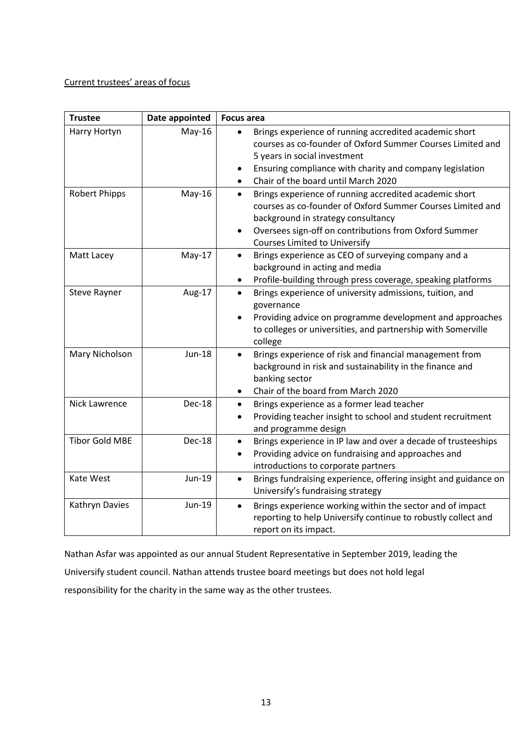Current trustees' areas of focus

| Trustee | Date appointed | Focus area |
|---|---|---|
| Harry Hortyn | May-16 | • Brings experience of running accredited academic short courses as co-founder of Oxford Summer Courses Limited and 5 years in social investment<br>• Ensuring compliance with charity and company legislation<br>• Chair of the board until March 2020 |
| Robert Phipps | May-16 | • Brings experience of running accredited academic short courses as co-founder of Oxford Summer Courses Limited and background in strategy consultancy<br>• Oversees sign-off on contributions from Oxford Summer Courses Limited to Universify |
| Matt Lacey | May-17 | • Brings experience as CEO of surveying company and a background in acting and media<br>• Profile-building through press coverage, speaking platforms |
| Steve Rayner | Aug-17 | • Brings experience of university admissions, tuition, and governance<br>• Providing advice on programme development and approaches to colleges or universities, and partnership with Somerville college |
| Mary Nicholson | Jun-18 | • Brings experience of risk and financial management from background in risk and sustainability in the finance and banking sector<br>• Chair of the board from March 2020 |
| Nick Lawrence | Dec-18 | • Brings experience as a former lead teacher<br>• Providing teacher insight to school and student recruitment and programme design |
| Tibor Gold MBE | Dec-18 | • Brings experience in IP law and over a decade of trusteeships<br>• Providing advice on fundraising and approaches and introductions to corporate partners |
| Kate West | Jun-19 | • Brings fundraising experience, offering insight and guidance on Universify's fundraising strategy |
| Kathryn Davies | Jun-19 | • Brings experience working within the sector and of impact reporting to help Universify continue to robustly collect and report on its impact. |

Nathan Asfar was appointed as our annual Student Representative in September 2019, leading the Universify student council. Nathan attends trustee board meetings but does not hold legal responsibility for the charity in the same way as the other trustees.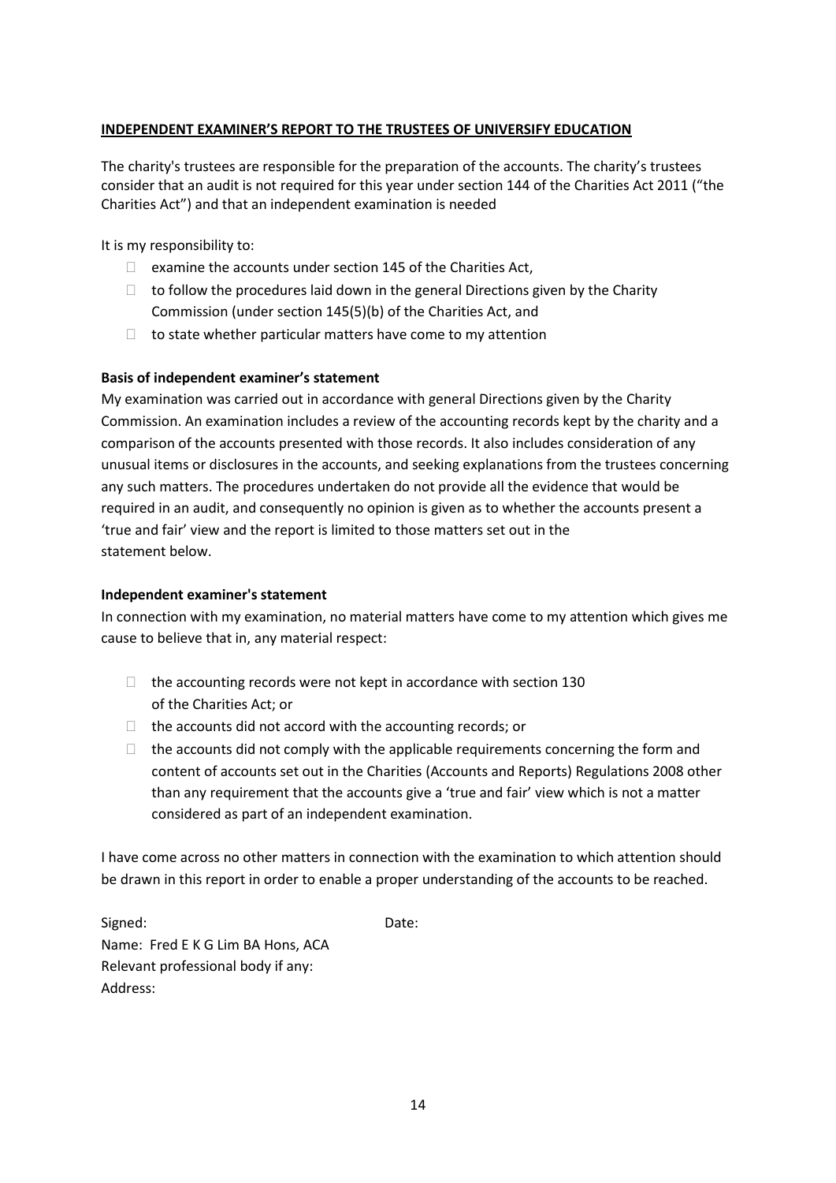**INDEPENDENT EXAMINER'S REPORT TO THE TRUSTEES OF UNIVERSIFY EDUCATION**

The charity's trustees are responsible for the preparation of the accounts. The charity's trustees consider that an audit is not required for this year under section 144 of the Charities Act 2011 ("the Charities Act") and that an independent examination is needed

It is my responsibility to:

- examine the accounts under section 145 of the Charities Act,
- to follow the procedures laid down in the general Directions given by the Charity Commission (under section 145(5)(b) of the Charities Act, and
- to state whether particular matters have come to my attention

**Basis of independent examiner's statement**

My examination was carried out in accordance with general Directions given by the Charity Commission. An examination includes a review of the accounting records kept by the charity and a comparison of the accounts presented with those records. It also includes consideration of any unusual items or disclosures in the accounts, and seeking explanations from the trustees concerning any such matters. The procedures undertaken do not provide all the evidence that would be required in an audit, and consequently no opinion is given as to whether the accounts present a 'true and fair' view and the report is limited to those matters set out in the statement below.

**Independent examiner's statement**

In connection with my examination, no material matters have come to my attention which gives me cause to believe that in, any material respect:

- the accounting records were not kept in accordance with section 130 of the Charities Act; or
- the accounts did not accord with the accounting records; or
- the accounts did not comply with the applicable requirements concerning the form and content of accounts set out in the Charities (Accounts and Reports) Regulations 2008 other than any requirement that the accounts give a 'true and fair' view which is not a matter considered as part of an independent examination.

I have come across no other matters in connection with the examination to which attention should be drawn in this report in order to enable a proper understanding of the accounts to be reached.

Signed: Date:

Name: Fred E K G Lim BA Hons, ACA

Relevant professional body if any:

Address: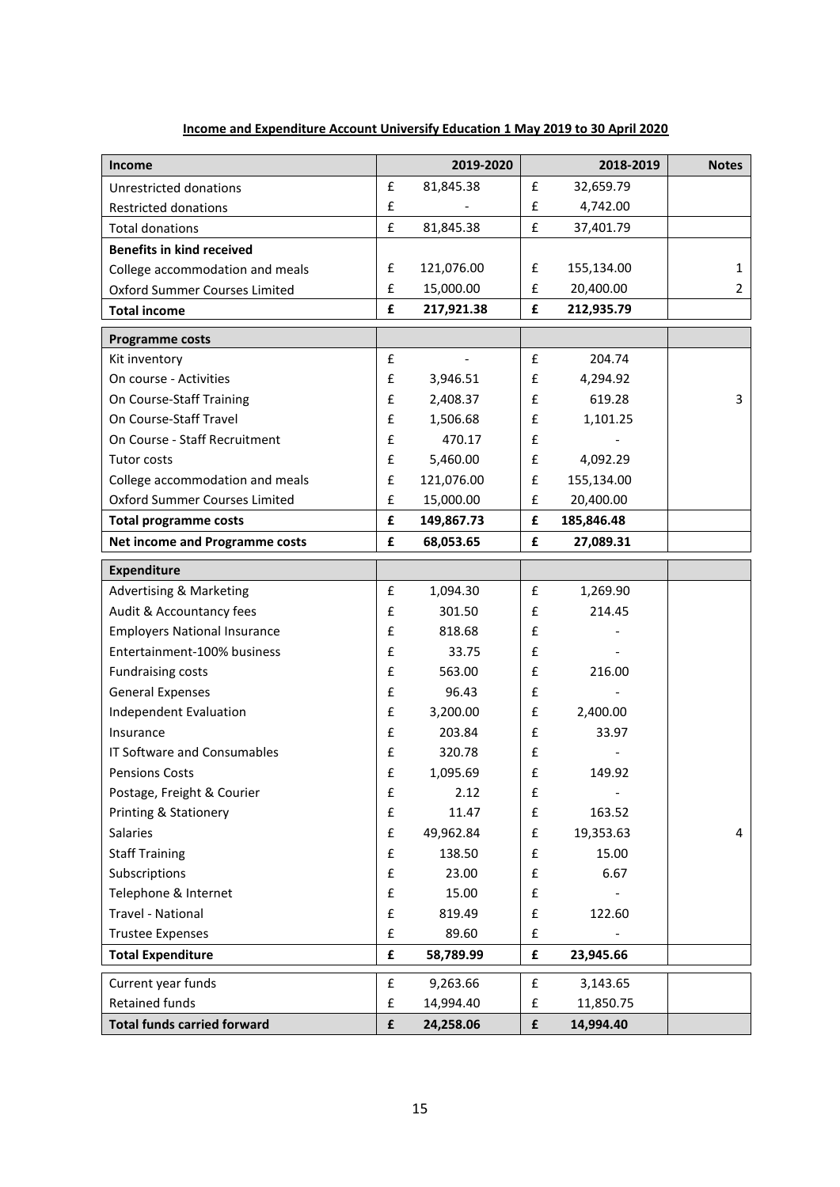**Income and Expenditure Account Universify Education 1 May 2019 to 30 April 2020**

| Income | | 2019-2020 | | 2018-2019 | Notes |
|---|---|---|---|---|---|
| Unrestricted donations | £ | 81,845.38 | £ | 32,659.79 | |
| Restricted donations | £ | - | £ | 4,742.00 | |
| Total donations | £ | 81,845.38 | £ | 37,401.79 | |
| **Benefits in kind received** | | | | | |
| College accommodation and meals | £ | 121,076.00 | £ | 155,134.00 | 1 |
| Oxford Summer Courses Limited | £ | 15,000.00 | £ | 20,400.00 | 2 |
| **Total income** | **£** | **217,921.38** | **£** | **212,935.79** | |
| **Programme costs** | | | | | |
| Kit inventory | £ | - | £ | 204.74 | |
| On course - Activities | £ | 3,946.51 | £ | 4,294.92 | |
| On Course-Staff Training | £ | 2,408.37 | £ | 619.28 | 3 |
| On Course-Staff Travel | £ | 1,506.68 | £ | 1,101.25 | |
| On Course - Staff Recruitment | £ | 470.17 | £ | - | |
| Tutor costs | £ | 5,460.00 | £ | 4,092.29 | |
| College accommodation and meals | £ | 121,076.00 | £ | 155,134.00 | |
| Oxford Summer Courses Limited | £ | 15,000.00 | £ | 20,400.00 | |
| **Total programme costs** | **£** | **149,867.73** | **£** | **185,846.48** | |
| **Net income and Programme costs** | **£** | **68,053.65** | **£** | **27,089.31** | |
| **Expenditure** | | | | | |
| Advertising & Marketing | £ | 1,094.30 | £ | 1,269.90 | |
| Audit & Accountancy fees | £ | 301.50 | £ | 214.45 | |
| Employers National Insurance | £ | 818.68 | £ | - | |
| Entertainment-100% business | £ | 33.75 | £ | - | |
| Fundraising costs | £ | 563.00 | £ | 216.00 | |
| General Expenses | £ | 96.43 | £ | - | |
| Independent Evaluation | £ | 3,200.00 | £ | 2,400.00 | |
| Insurance | £ | 203.84 | £ | 33.97 | |
| IT Software and Consumables | £ | 320.78 | £ | - | |
| Pensions Costs | £ | 1,095.69 | £ | 149.92 | |
| Postage, Freight & Courier | £ | 2.12 | £ | - | |
| Printing & Stationery | £ | 11.47 | £ | 163.52 | |
| Salaries | £ | 49,962.84 | £ | 19,353.63 | 4 |
| Staff Training | £ | 138.50 | £ | 15.00 | |
| Subscriptions | £ | 23.00 | £ | 6.67 | |
| Telephone & Internet | £ | 15.00 | £ | - | |
| Travel - National | £ | 819.49 | £ | 122.60 | |
| Trustee Expenses | £ | 89.60 | £ | - | |
| **Total Expenditure** | **£** | **58,789.99** | **£** | **23,945.66** | |
| Current year funds | £ | 9,263.66 | £ | 3,143.65 | |
| Retained funds | £ | 14,994.40 | £ | 11,850.75 | |
| **Total funds carried forward** | **£** | **24,258.06** | **£** | **14,994.40** | |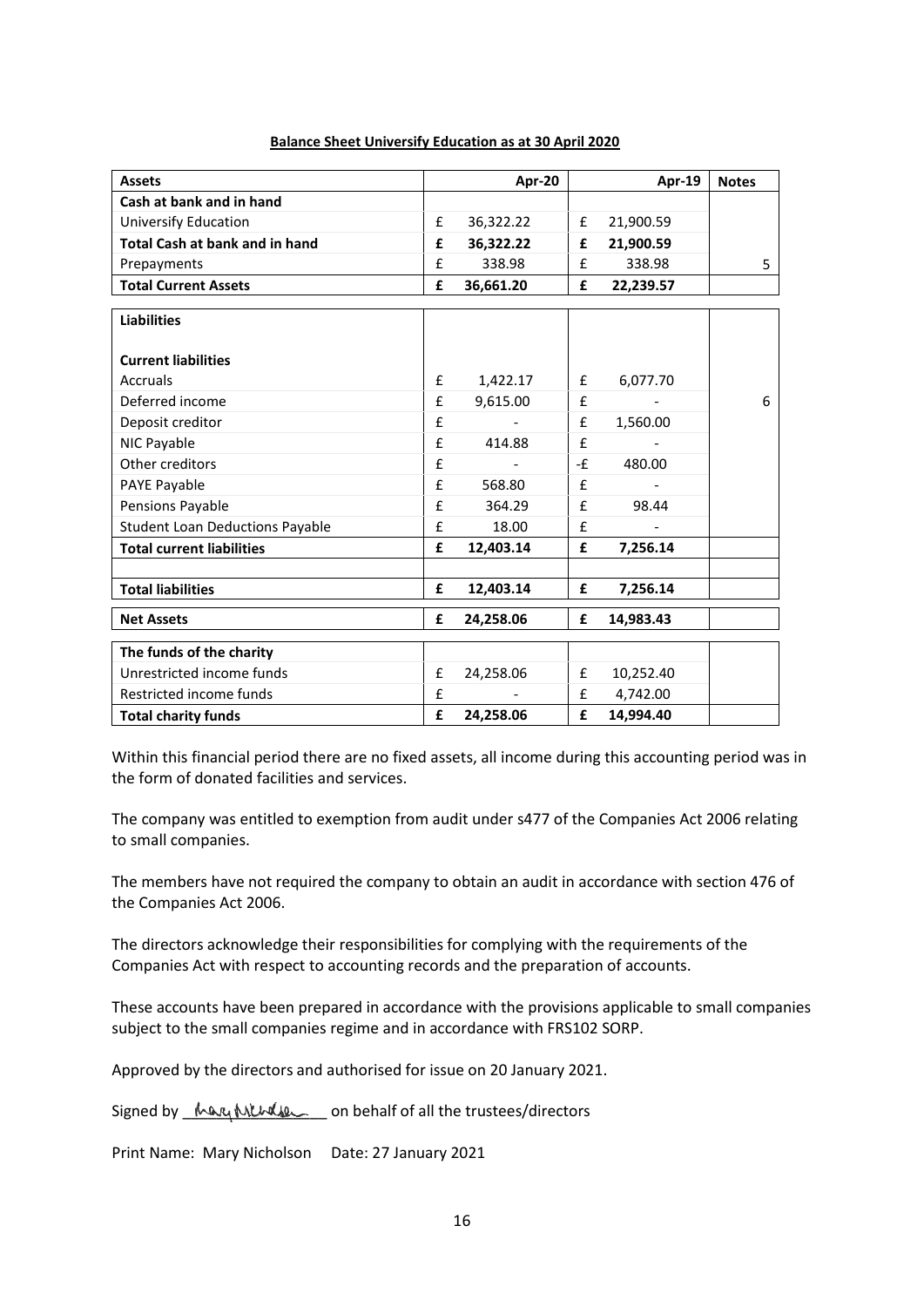**Balance Sheet Universify Education as at 30 April 2020**

| Assets | Apr-20 | Apr-19 | Notes |
|---|---|---|---|
| **Cash at bank and in hand** | | | |
| Universify Education | £ 36,322.22 | £ 21,900.59 | |
| **Total Cash at bank and in hand** | **£ 36,322.22** | **£ 21,900.59** | |
| Prepayments | £ 338.98 | £ 338.98 | 5 |
| **Total Current Assets** | **£ 36,661.20** | **£ 22,239.57** | |

| **Liabilities** | | | |
|---|---|---|---|
| **Current liabilities** | | | |
| Accruals | £ 1,422.17 | £ 6,077.70 | |
| Deferred income | £ 9,615.00 | £ - | 6 |
| Deposit creditor | £ - | £ 1,560.00 | |
| NIC Payable | £ 414.88 | £ - | |
| Other creditors | £ - | -£ 480.00 | |
| PAYE Payable | £ 568.80 | £ - | |
| Pensions Payable | £ 364.29 | £ 98.44 | |
| Student Loan Deductions Payable | £ 18.00 | £ - | |
| **Total current liabilities** | **£ 12,403.14** | **£ 7,256.14** | |
| | | | |
| **Total liabilities** | **£ 12,403.14** | **£ 7,256.14** | |

| **Net Assets** | **£ 24,258.06** | **£ 14,983.43** | |
|---|---|---|---|

| **The funds of the charity** | | | |
|---|---|---|---|
| Unrestricted income funds | £ 24,258.06 | £ 10,252.40 | |
| Restricted income funds | £ - | £ 4,742.00 | |
| **Total charity funds** | **£ 24,258.06** | **£ 14,994.40** | |

Within this financial period there are no fixed assets, all income during this accounting period was in the form of donated facilities and services.

The company was entitled to exemption from audit under s477 of the Companies Act 2006 relating to small companies.

The members have not required the company to obtain an audit in accordance with section 476 of the Companies Act 2006.

The directors acknowledge their responsibilities for complying with the requirements of the Companies Act with respect to accounting records and the preparation of accounts.

These accounts have been prepared in accordance with the provisions applicable to small companies subject to the small companies regime and in accordance with FRS102 SORP.

Approved by the directors and authorised for issue on 20 January 2021.

Signed by Mary Nicholson on behalf of all the trustees/directors

Print Name: Mary Nicholson  Date: 27 January 2021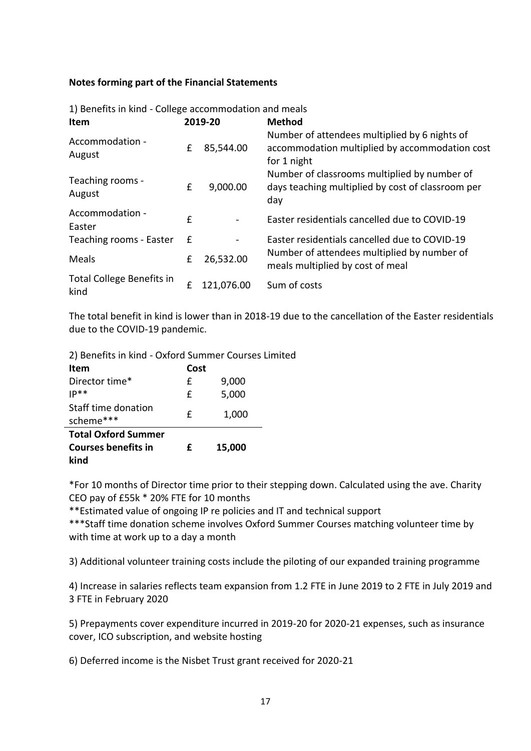**Notes forming part of the Financial Statements**

1) Benefits in kind - College accommodation and meals

| Item | 2019-20 | Method |
|---|---|---|
| Accommodation - August | £ 85,544.00 | Number of attendees multiplied by 6 nights of accommodation multiplied by accommodation cost for 1 night |
| Teaching rooms - August | £ 9,000.00 | Number of classrooms multiplied by number of days teaching multiplied by cost of classroom per day |
| Accommodation - Easter | £ - | Easter residentials cancelled due to COVID-19 |
| Teaching rooms - Easter | £ - | Easter residentials cancelled due to COVID-19 |
| Meals | £ 26,532.00 | Number of attendees multiplied by number of meals multiplied by cost of meal |
| Total College Benefits in kind | £ 121,076.00 | Sum of costs |

The total benefit in kind is lower than in 2018-19 due to the cancellation of the Easter residentials due to the COVID-19 pandemic.

2) Benefits in kind - Oxford Summer Courses Limited

| Item | Cost |
|---|---|
| Director time* | £ 9,000 |
| IP** | £ 5,000 |
| Staff time donation scheme*** | £ 1,000 |
| **Total Oxford Summer Courses benefits in kind** | **£ 15,000** |

*For 10 months of Director time prior to their stepping down. Calculated using the ave. Charity CEO pay of £55k * 20% FTE for 10 months

**Estimated value of ongoing IP re policies and IT and technical support

***Staff time donation scheme involves Oxford Summer Courses matching volunteer time by with time at work up to a day a month

3) Additional volunteer training costs include the piloting of our expanded training programme

4) Increase in salaries reflects team expansion from 1.2 FTE in June 2019 to 2 FTE in July 2019 and 3 FTE in February 2020

5) Prepayments cover expenditure incurred in 2019-20 for 2020-21 expenses, such as insurance cover, ICO subscription, and website hosting

6) Deferred income is the Nisbet Trust grant received for 2020-21